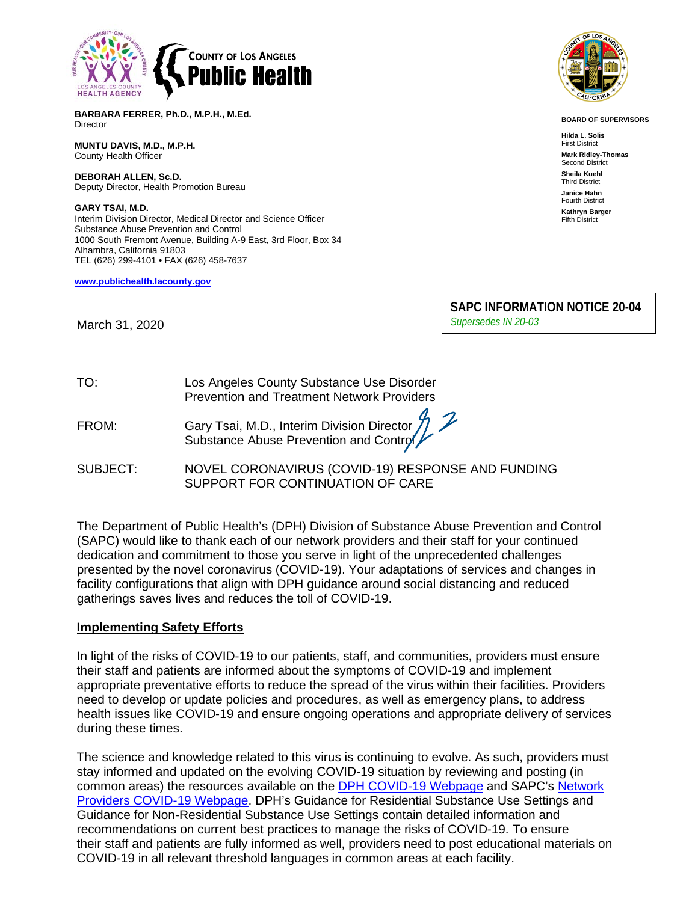COUNTY OF LOS ANGELES
**Public Health**

LOS ANGELES COUNTY HEALTH AGENCY

**BARBARA FERRER, Ph.D., M.P.H., M.Ed.**
Director

**MUNTU DAVIS, M.D., M.P.H.**
County Health Officer

**DEBORAH ALLEN, Sc.D.**
Deputy Director, Health Promotion Bureau

**GARY TSAI, M.D.**
Interim Division Director, Medical Director and Science Officer
Substance Abuse Prevention and Control
1000 South Fremont Avenue, Building A-9 East, 3rd Floor, Box 34
Alhambra, California 91803
TEL (626) 299-4101 • FAX (626) 458-7637

**www.publichealth.lacounty.gov**

**BOARD OF SUPERVISORS**

**Hilda L. Solis**
First District

**Mark Ridley-Thomas**
Second District

**Sheila Kuehl**
Third District

**Janice Hahn**
Fourth District

**Kathryn Barger**
Fifth District

**SAPC INFORMATION NOTICE 20-04**
*Supersedes IN 20-03*

March 31, 2020

TO: Los Angeles County Substance Use Disorder Prevention and Treatment Network Providers

FROM: Gary Tsai, M.D., Interim Division Director
Substance Abuse Prevention and Control

SUBJECT: NOVEL CORONAVIRUS (COVID-19) RESPONSE AND FUNDING SUPPORT FOR CONTINUATION OF CARE

The Department of Public Health's (DPH) Division of Substance Abuse Prevention and Control (SAPC) would like to thank each of our network providers and their staff for your continued dedication and commitment to those you serve in light of the unprecedented challenges presented by the novel coronavirus (COVID-19). Your adaptations of services and changes in facility configurations that align with DPH guidance around social distancing and reduced gatherings saves lives and reduces the toll of COVID-19.

## Implementing Safety Efforts

In light of the risks of COVID-19 to our patients, staff, and communities, providers must ensure their staff and patients are informed about the symptoms of COVID-19 and implement appropriate preventative efforts to reduce the spread of the virus within their facilities. Providers need to develop or update policies and procedures, as well as emergency plans, to address health issues like COVID-19 and ensure ongoing operations and appropriate delivery of services during these times.

The science and knowledge related to this virus is continuing to evolve. As such, providers must stay informed and updated on the evolving COVID-19 situation by reviewing and posting (in common areas) the resources available on the DPH COVID-19 Webpage and SAPC's Network Providers COVID-19 Webpage. DPH's Guidance for Residential Substance Use Settings and Guidance for Non-Residential Substance Use Settings contain detailed information and recommendations on current best practices to manage the risks of COVID-19. To ensure their staff and patients are fully informed as well, providers need to post educational materials on COVID-19 in all relevant threshold languages in common areas at each facility.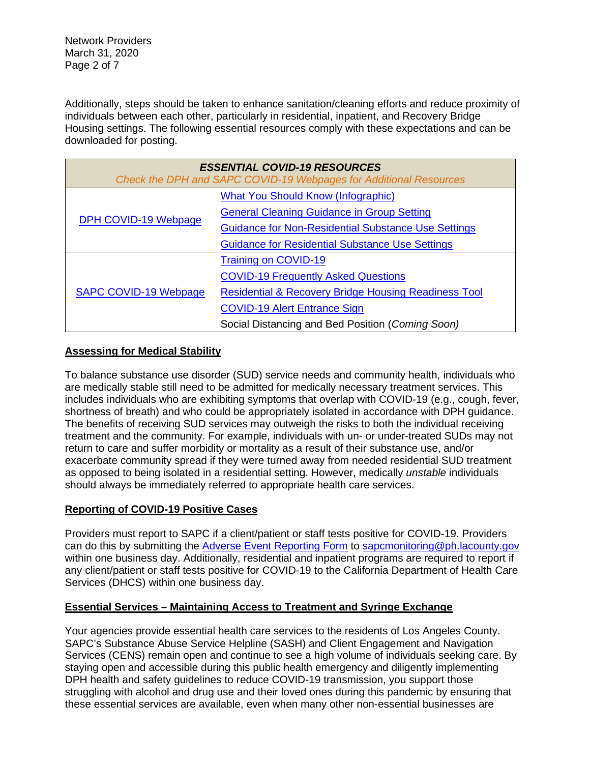Additionally, steps should be taken to enhance sanitation/cleaning efforts and reduce proximity of individuals between each other, particularly in residential, inpatient, and Recovery Bridge Housing settings. The following essential resources comply with these expectations and can be downloaded for posting.

| ***ESSENTIAL COVID-19 RESOURCES***<br>*Check the DPH and SAPC COVID-19 Webpages for Additional Resources* | |
|---|---|
| DPH COVID-19 Webpage | What You Should Know (Infographic) |
| | General Cleaning Guidance in Group Setting |
| | Guidance for Non-Residential Substance Use Settings |
| | Guidance for Residential Substance Use Settings |
| SAPC COVID-19 Webpage | Training on COVID-19 |
| | COVID-19 Frequently Asked Questions |
| | Residential & Recovery Bridge Housing Readiness Tool |
| | COVID-19 Alert Entrance Sign |
| | Social Distancing and Bed Position (*Coming Soon)* |

**Assessing for Medical Stability**

To balance substance use disorder (SUD) service needs and community health, individuals who are medically stable still need to be admitted for medically necessary treatment services. This includes individuals who are exhibiting symptoms that overlap with COVID-19 (e.g., cough, fever, shortness of breath) and who could be appropriately isolated in accordance with DPH guidance. The benefits of receiving SUD services may outweigh the risks to both the individual receiving treatment and the community. For example, individuals with un- or under-treated SUDs may not return to care and suffer morbidity or mortality as a result of their substance use, and/or exacerbate community spread if they were turned away from needed residential SUD treatment as opposed to being isolated in a residential setting. However, medically *unstable* individuals should always be immediately referred to appropriate health care services.

**Reporting of COVID-19 Positive Cases**

Providers must report to SAPC if a client/patient or staff tests positive for COVID-19. Providers can do this by submitting the Adverse Event Reporting Form to sapcmonitoring@ph.lacounty.gov within one business day. Additionally, residential and inpatient programs are required to report if any client/patient or staff tests positive for COVID-19 to the California Department of Health Care Services (DHCS) within one business day.

**Essential Services – Maintaining Access to Treatment and Syringe Exchange**

Your agencies provide essential health care services to the residents of Los Angeles County. SAPC's Substance Abuse Service Helpline (SASH) and Client Engagement and Navigation Services (CENS) remain open and continue to see a high volume of individuals seeking care. By staying open and accessible during this public health emergency and diligently implementing DPH health and safety guidelines to reduce COVID-19 transmission, you support those struggling with alcohol and drug use and their loved ones during this pandemic by ensuring that these essential services are available, even when many other non-essential businesses are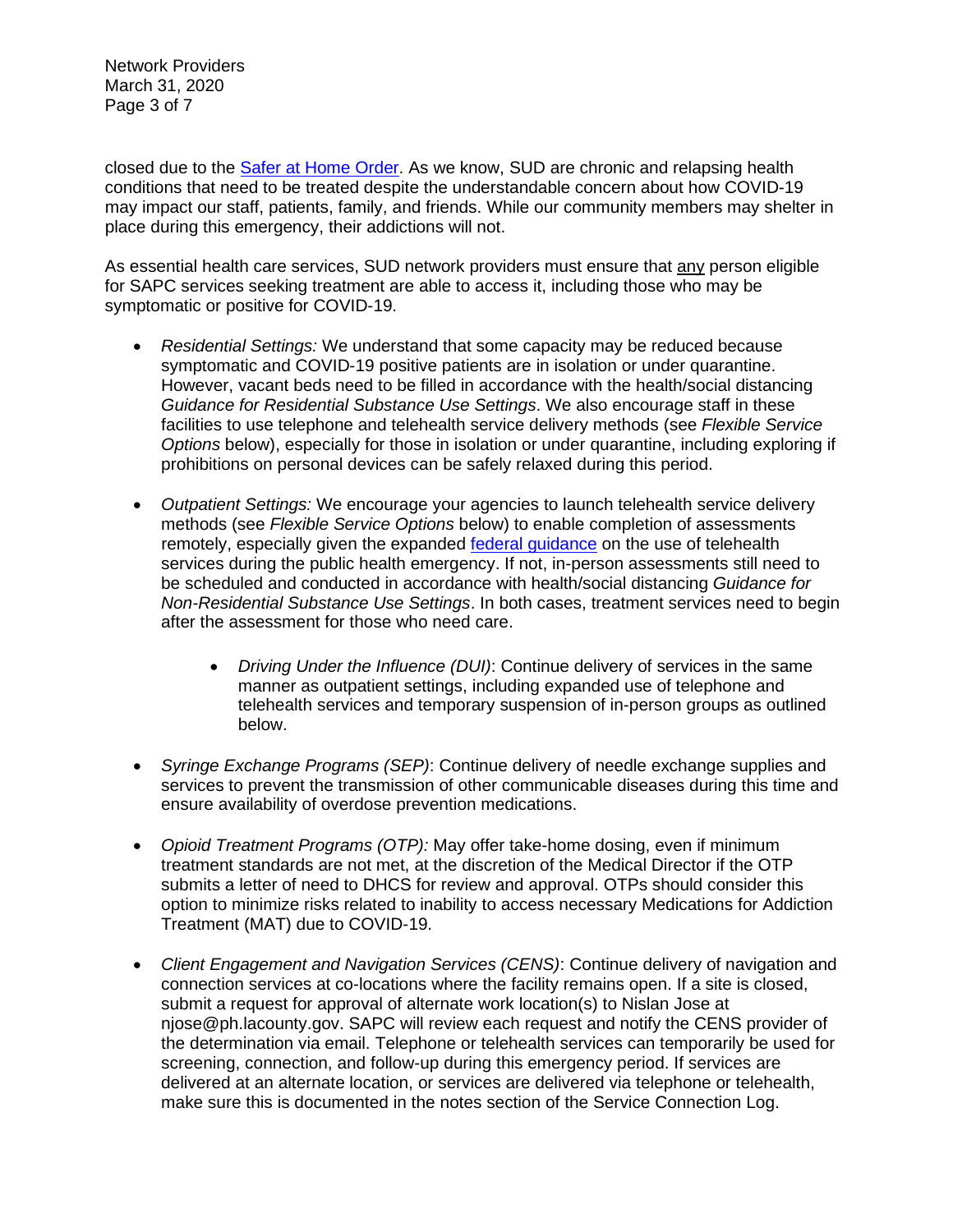closed due to the Safer at Home Order. As we know, SUD are chronic and relapsing health conditions that need to be treated despite the understandable concern about how COVID-19 may impact our staff, patients, family, and friends. While our community members may shelter in place during this emergency, their addictions will not.

As essential health care services, SUD network providers must ensure that any person eligible for SAPC services seeking treatment are able to access it, including those who may be symptomatic or positive for COVID-19.

- *Residential Settings:* We understand that some capacity may be reduced because symptomatic and COVID-19 positive patients are in isolation or under quarantine. However, vacant beds need to be filled in accordance with the health/social distancing *Guidance for Residential Substance Use Settings*. We also encourage staff in these facilities to use telephone and telehealth service delivery methods (see *Flexible Service Options* below), especially for those in isolation or under quarantine, including exploring if prohibitions on personal devices can be safely relaxed during this period.

- *Outpatient Settings:* We encourage your agencies to launch telehealth service delivery methods (see *Flexible Service Options* below) to enable completion of assessments remotely, especially given the expanded federal guidance on the use of telehealth services during the public health emergency. If not, in-person assessments still need to be scheduled and conducted in accordance with health/social distancing *Guidance for Non-Residential Substance Use Settings*. In both cases, treatment services need to begin after the assessment for those who need care.

  - *Driving Under the Influence (DUI)*: Continue delivery of services in the same manner as outpatient settings, including expanded use of telephone and telehealth services and temporary suspension of in-person groups as outlined below.

- *Syringe Exchange Programs (SEP)*: Continue delivery of needle exchange supplies and services to prevent the transmission of other communicable diseases during this time and ensure availability of overdose prevention medications.

- *Opioid Treatment Programs (OTP):* May offer take-home dosing, even if minimum treatment standards are not met, at the discretion of the Medical Director if the OTP submits a letter of need to DHCS for review and approval. OTPs should consider this option to minimize risks related to inability to access necessary Medications for Addiction Treatment (MAT) due to COVID-19.

- *Client Engagement and Navigation Services (CENS)*: Continue delivery of navigation and connection services at co-locations where the facility remains open. If a site is closed, submit a request for approval of alternate work location(s) to Nislan Jose at njose@ph.lacounty.gov. SAPC will review each request and notify the CENS provider of the determination via email. Telephone or telehealth services can temporarily be used for screening, connection, and follow-up during this emergency period. If services are delivered at an alternate location, or services are delivered via telephone or telehealth, make sure this is documented in the notes section of the Service Connection Log.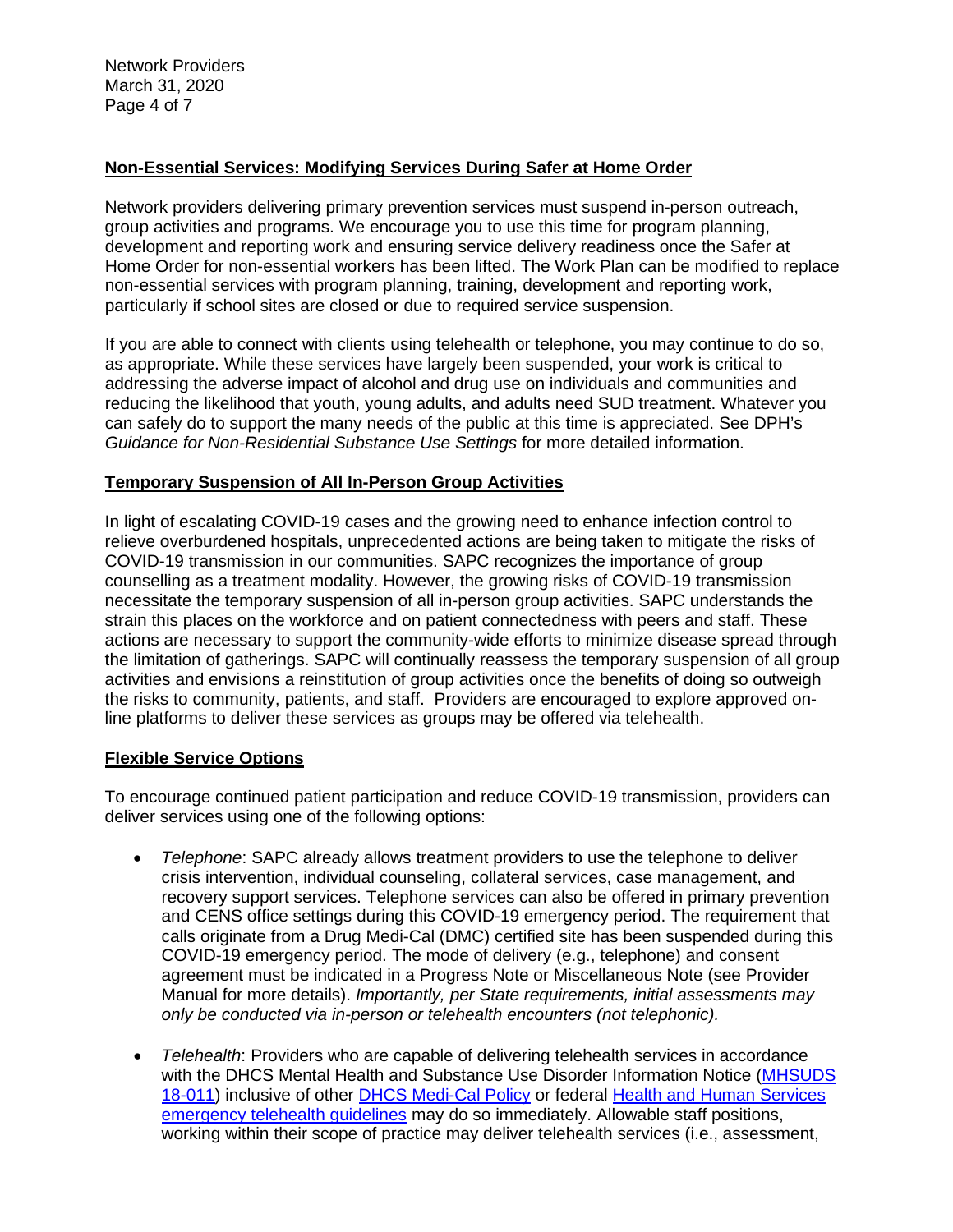## Non-Essential Services: Modifying Services During Safer at Home Order

Network providers delivering primary prevention services must suspend in-person outreach, group activities and programs. We encourage you to use this time for program planning, development and reporting work and ensuring service delivery readiness once the Safer at Home Order for non-essential workers has been lifted. The Work Plan can be modified to replace non-essential services with program planning, training, development and reporting work, particularly if school sites are closed or due to required service suspension.

If you are able to connect with clients using telehealth or telephone, you may continue to do so, as appropriate. While these services have largely been suspended, your work is critical to addressing the adverse impact of alcohol and drug use on individuals and communities and reducing the likelihood that youth, young adults, and adults need SUD treatment. Whatever you can safely do to support the many needs of the public at this time is appreciated. See DPH's *Guidance for Non-Residential Substance Use Settings* for more detailed information.

## Temporary Suspension of All In-Person Group Activities

In light of escalating COVID-19 cases and the growing need to enhance infection control to relieve overburdened hospitals, unprecedented actions are being taken to mitigate the risks of COVID-19 transmission in our communities. SAPC recognizes the importance of group counselling as a treatment modality. However, the growing risks of COVID-19 transmission necessitate the temporary suspension of all in-person group activities. SAPC understands the strain this places on the workforce and on patient connectedness with peers and staff. These actions are necessary to support the community-wide efforts to minimize disease spread through the limitation of gatherings. SAPC will continually reassess the temporary suspension of all group activities and envisions a reinstitution of group activities once the benefits of doing so outweigh the risks to community, patients, and staff. Providers are encouraged to explore approved on-line platforms to deliver these services as groups may be offered via telehealth.

## Flexible Service Options

To encourage continued patient participation and reduce COVID-19 transmission, providers can deliver services using one of the following options:

- *Telephone*: SAPC already allows treatment providers to use the telephone to deliver crisis intervention, individual counseling, collateral services, case management, and recovery support services. Telephone services can also be offered in primary prevention and CENS office settings during this COVID-19 emergency period. The requirement that calls originate from a Drug Medi-Cal (DMC) certified site has been suspended during this COVID-19 emergency period. The mode of delivery (e.g., telephone) and consent agreement must be indicated in a Progress Note or Miscellaneous Note (see Provider Manual for more details). *Importantly, per State requirements, initial assessments may only be conducted via in-person or telehealth encounters (not telephonic).*

- *Telehealth*: Providers who are capable of delivering telehealth services in accordance with the DHCS Mental Health and Substance Use Disorder Information Notice (MHSUDS 18-011) inclusive of other DHCS Medi-Cal Policy or federal Health and Human Services emergency telehealth guidelines may do so immediately. Allowable staff positions, working within their scope of practice may deliver telehealth services (i.e., assessment,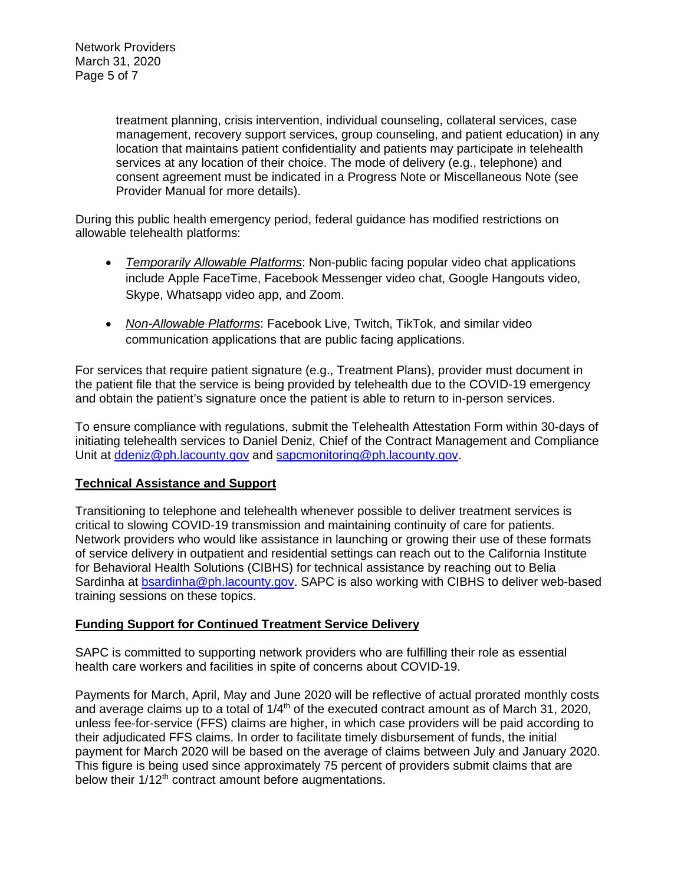treatment planning, crisis intervention, individual counseling, collateral services, case management, recovery support services, group counseling, and patient education) in any location that maintains patient confidentiality and patients may participate in telehealth services at any location of their choice. The mode of delivery (e.g., telephone) and consent agreement must be indicated in a Progress Note or Miscellaneous Note (see Provider Manual for more details).

During this public health emergency period, federal guidance has modified restrictions on allowable telehealth platforms:

- *Temporarily Allowable Platforms*: Non-public facing popular video chat applications include Apple FaceTime, Facebook Messenger video chat, Google Hangouts video, Skype, Whatsapp video app, and Zoom.

- *Non-Allowable Platforms*: Facebook Live, Twitch, TikTok, and similar video communication applications that are public facing applications.

For services that require patient signature (e.g., Treatment Plans), provider must document in the patient file that the service is being provided by telehealth due to the COVID-19 emergency and obtain the patient's signature once the patient is able to return to in-person services.

To ensure compliance with regulations, submit the Telehealth Attestation Form within 30-days of initiating telehealth services to Daniel Deniz, Chief of the Contract Management and Compliance Unit at ddeniz@ph.lacounty.gov and sapcmonitoring@ph.lacounty.gov.

## Technical Assistance and Support

Transitioning to telephone and telehealth whenever possible to deliver treatment services is critical to slowing COVID-19 transmission and maintaining continuity of care for patients. Network providers who would like assistance in launching or growing their use of these formats of service delivery in outpatient and residential settings can reach out to the California Institute for Behavioral Health Solutions (CIBHS) for technical assistance by reaching out to Belia Sardinha at bsardinha@ph.lacounty.gov. SAPC is also working with CIBHS to deliver web-based training sessions on these topics.

## Funding Support for Continued Treatment Service Delivery

SAPC is committed to supporting network providers who are fulfilling their role as essential health care workers and facilities in spite of concerns about COVID-19.

Payments for March, April, May and June 2020 will be reflective of actual prorated monthly costs and average claims up to a total of 1/4th of the executed contract amount as of March 31, 2020, unless fee-for-service (FFS) claims are higher, in which case providers will be paid according to their adjudicated FFS claims. In order to facilitate timely disbursement of funds, the initial payment for March 2020 will be based on the average of claims between July and January 2020. This figure is being used since approximately 75 percent of providers submit claims that are below their 1/12th contract amount before augmentations.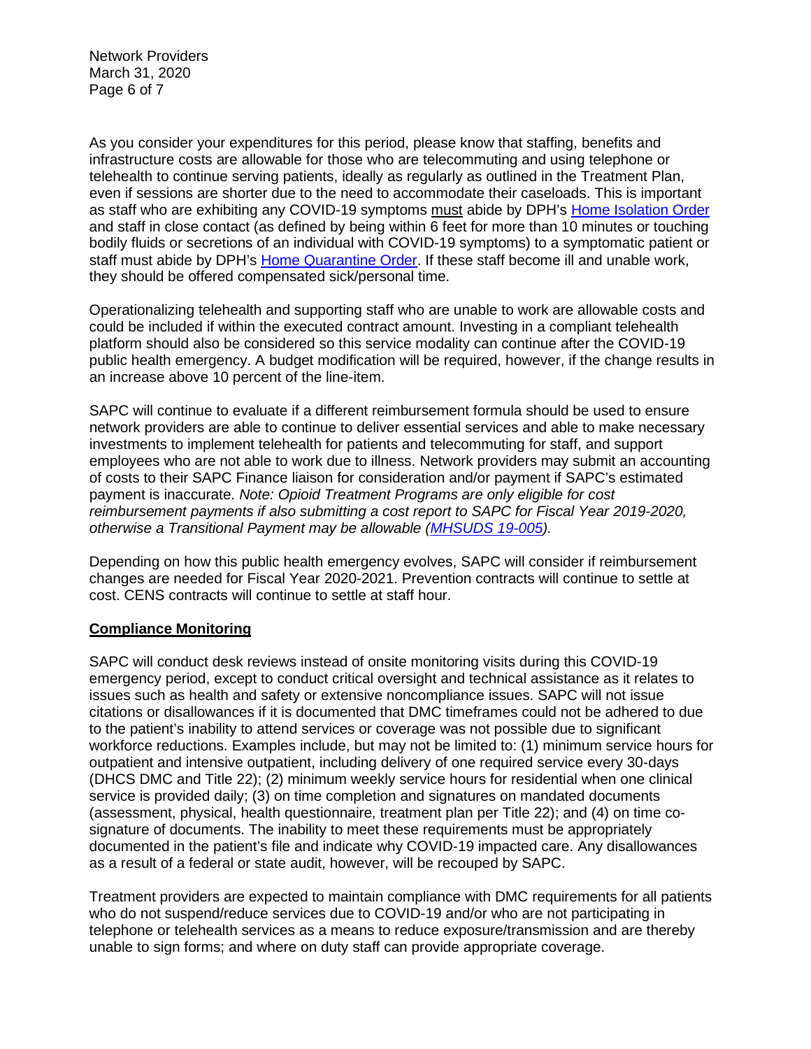As you consider your expenditures for this period, please know that staffing, benefits and infrastructure costs are allowable for those who are telecommuting and using telephone or telehealth to continue serving patients, ideally as regularly as outlined in the Treatment Plan, even if sessions are shorter due to the need to accommodate their caseloads. This is important as staff who are exhibiting any COVID-19 symptoms must abide by DPH's [Home Isolation Order]() and staff in close contact (as defined by being within 6 feet for more than 10 minutes or touching bodily fluids or secretions of an individual with COVID-19 symptoms) to a symptomatic patient or staff must abide by DPH's [Home Quarantine Order](). If these staff become ill and unable work, they should be offered compensated sick/personal time.

Operationalizing telehealth and supporting staff who are unable to work are allowable costs and could be included if within the executed contract amount. Investing in a compliant telehealth platform should also be considered so this service modality can continue after the COVID-19 public health emergency. A budget modification will be required, however, if the change results in an increase above 10 percent of the line-item.

SAPC will continue to evaluate if a different reimbursement formula should be used to ensure network providers are able to continue to deliver essential services and able to make necessary investments to implement telehealth for patients and telecommuting for staff, and support employees who are not able to work due to illness. Network providers may submit an accounting of costs to their SAPC Finance liaison for consideration and/or payment if SAPC's estimated payment is inaccurate. *Note: Opioid Treatment Programs are only eligible for cost reimbursement payments if also submitting a cost report to SAPC for Fiscal Year 2019-2020, otherwise a Transitional Payment may be allowable ([MHSUDS 19-005]()).*

Depending on how this public health emergency evolves, SAPC will consider if reimbursement changes are needed for Fiscal Year 2020-2021. Prevention contracts will continue to settle at cost. CENS contracts will continue to settle at staff hour.

## Compliance Monitoring

SAPC will conduct desk reviews instead of onsite monitoring visits during this COVID-19 emergency period, except to conduct critical oversight and technical assistance as it relates to issues such as health and safety or extensive noncompliance issues. SAPC will not issue citations or disallowances if it is documented that DMC timeframes could not be adhered to due to the patient's inability to attend services or coverage was not possible due to significant workforce reductions. Examples include, but may not be limited to: (1) minimum service hours for outpatient and intensive outpatient, including delivery of one required service every 30-days (DHCS DMC and Title 22); (2) minimum weekly service hours for residential when one clinical service is provided daily; (3) on time completion and signatures on mandated documents (assessment, physical, health questionnaire, treatment plan per Title 22); and (4) on time co-signature of documents. The inability to meet these requirements must be appropriately documented in the patient's file and indicate why COVID-19 impacted care. Any disallowances as a result of a federal or state audit, however, will be recouped by SAPC.

Treatment providers are expected to maintain compliance with DMC requirements for all patients who do not suspend/reduce services due to COVID-19 and/or who are not participating in telephone or telehealth services as a means to reduce exposure/transmission and are thereby unable to sign forms; and where on duty staff can provide appropriate coverage.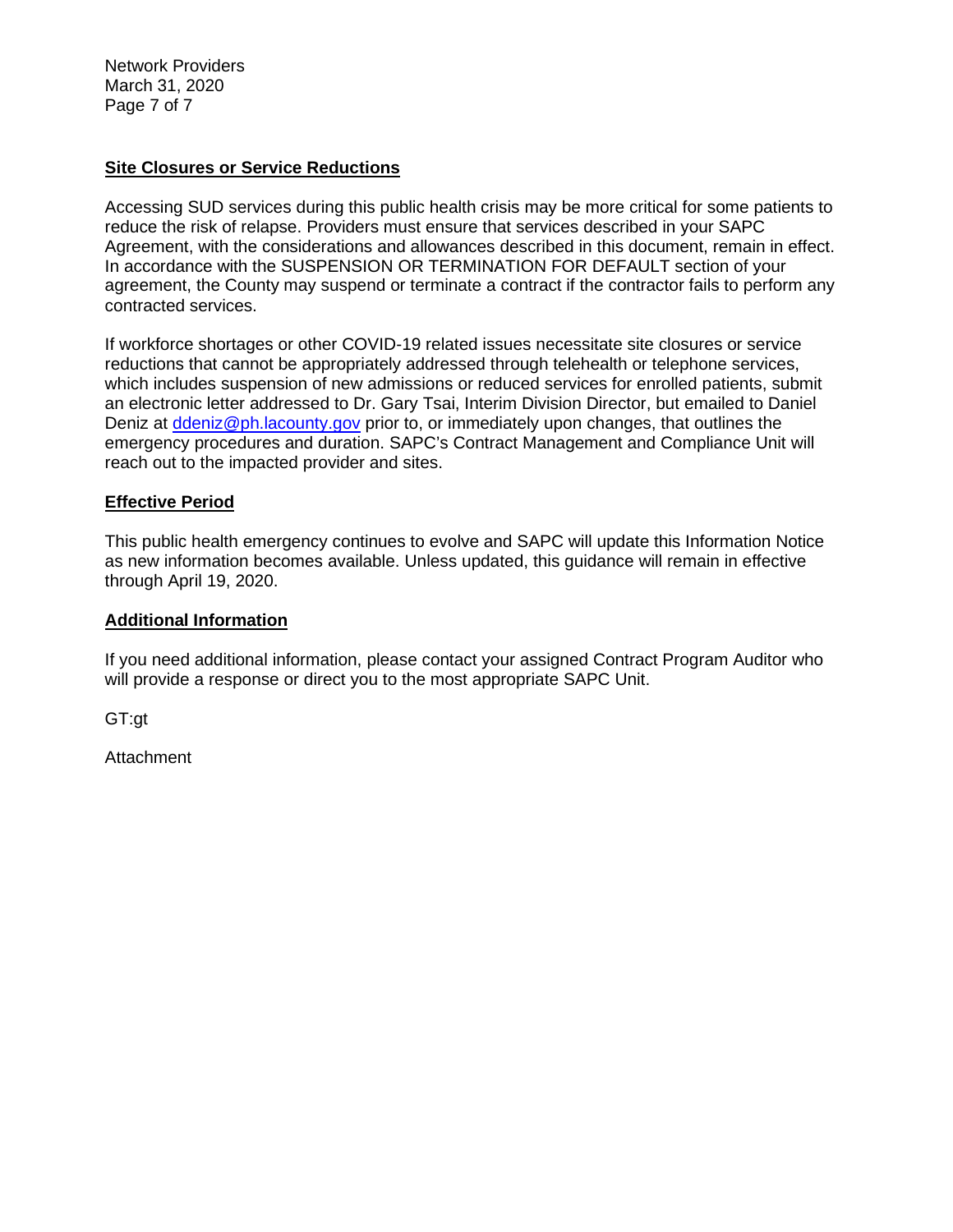## Site Closures or Service Reductions

Accessing SUD services during this public health crisis may be more critical for some patients to reduce the risk of relapse. Providers must ensure that services described in your SAPC Agreement, with the considerations and allowances described in this document, remain in effect. In accordance with the SUSPENSION OR TERMINATION FOR DEFAULT section of your agreement, the County may suspend or terminate a contract if the contractor fails to perform any contracted services.

If workforce shortages or other COVID-19 related issues necessitate site closures or service reductions that cannot be appropriately addressed through telehealth or telephone services, which includes suspension of new admissions or reduced services for enrolled patients, submit an electronic letter addressed to Dr. Gary Tsai, Interim Division Director, but emailed to Daniel Deniz at ddeniz@ph.lacounty.gov prior to, or immediately upon changes, that outlines the emergency procedures and duration. SAPC's Contract Management and Compliance Unit will reach out to the impacted provider and sites.

## Effective Period

This public health emergency continues to evolve and SAPC will update this Information Notice as new information becomes available. Unless updated, this guidance will remain in effective through April 19, 2020.

## Additional Information

If you need additional information, please contact your assigned Contract Program Auditor who will provide a response or direct you to the most appropriate SAPC Unit.

GT:gt

Attachment